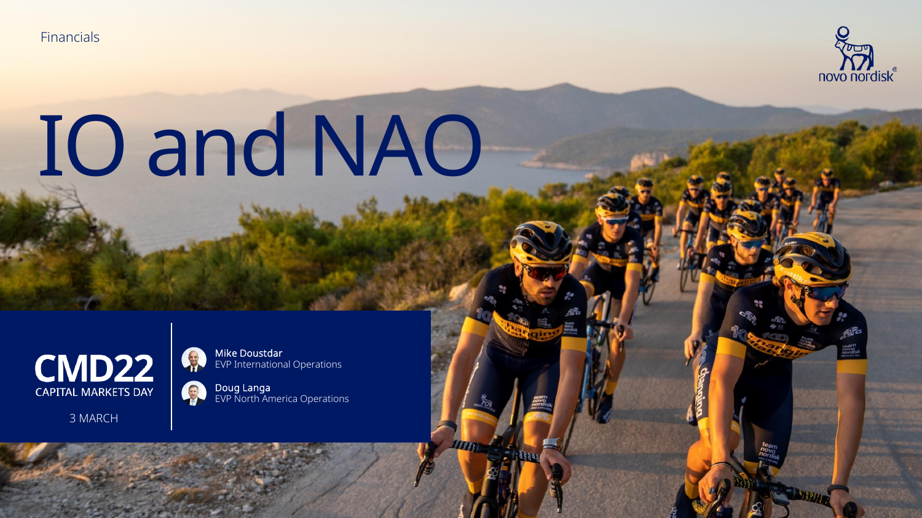Financials

# IO and NAO

**CMD22**
CAPITAL MARKETS DAY

3 MARCH

**Mike Doustdar**
EVP International Operations

**Doug Langa**
EVP North America Operations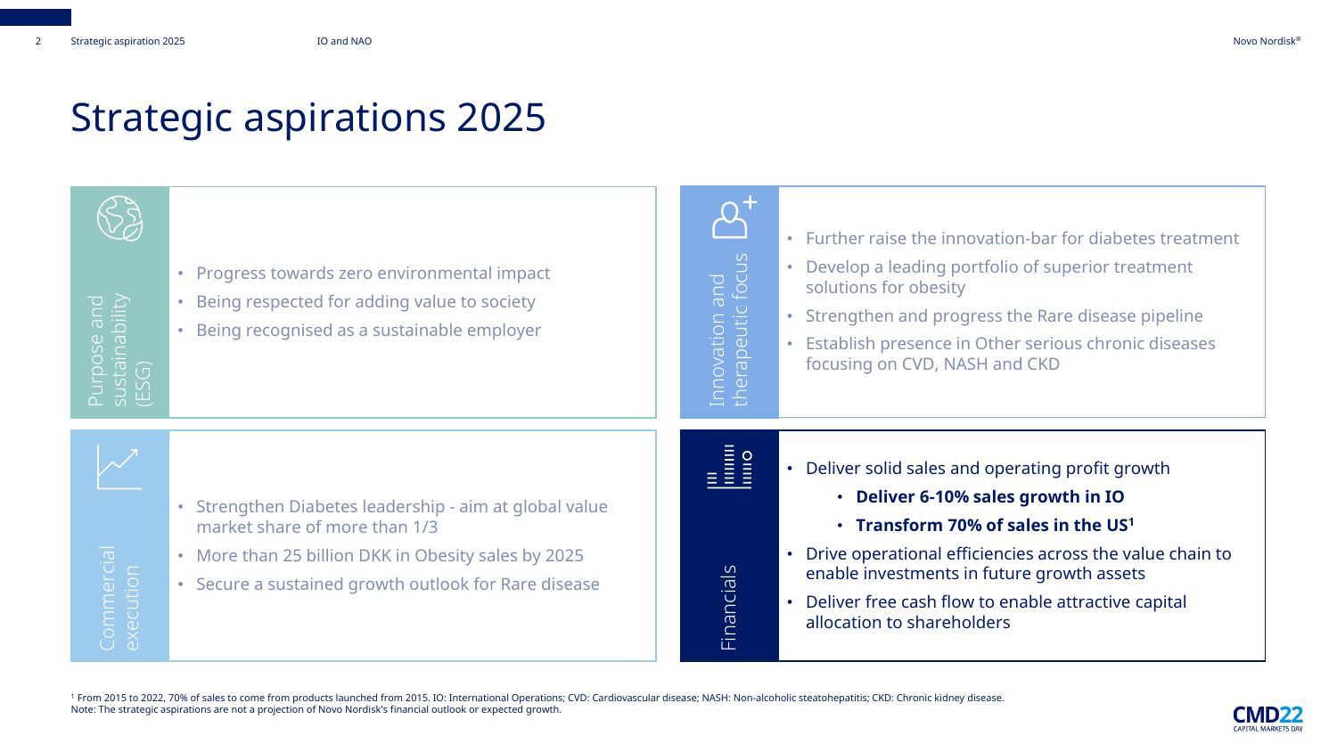# Strategic aspirations 2025

## Purpose and sustainability (ESG)

- Progress towards zero environmental impact
- Being respected for adding value to society
- Being recognised as a sustainable employer

## Innovation and therapeutic focus

- Further raise the innovation-bar for diabetes treatment
- Develop a leading portfolio of superior treatment solutions for obesity
- Strengthen and progress the Rare disease pipeline
- Establish presence in Other serious chronic diseases focusing on CVD, NASH and CKD

## Commercial execution

- Strengthen Diabetes leadership - aim at global value market share of more than 1/3
- More than 25 billion DKK in Obesity sales by 2025
- Secure a sustained growth outlook for Rare disease

## Financials

- Deliver solid sales and operating profit growth
  - **Deliver 6-10% sales growth in IO**
  - **Transform 70% of sales in the US**[1]
- Drive operational efficiencies across the value chain to enable investments in future growth assets
- Deliver free cash flow to enable attractive capital allocation to shareholders

[1] From 2015 to 2022, 70% of sales to come from products launched from 2015. IO: International Operations; CVD: Cardiovascular disease; NASH: Non-alcoholic steatohepatitis; CKD: Chronic kidney disease.
Note: The strategic aspirations are not a projection of Novo Nordisk's financial outlook or expected growth.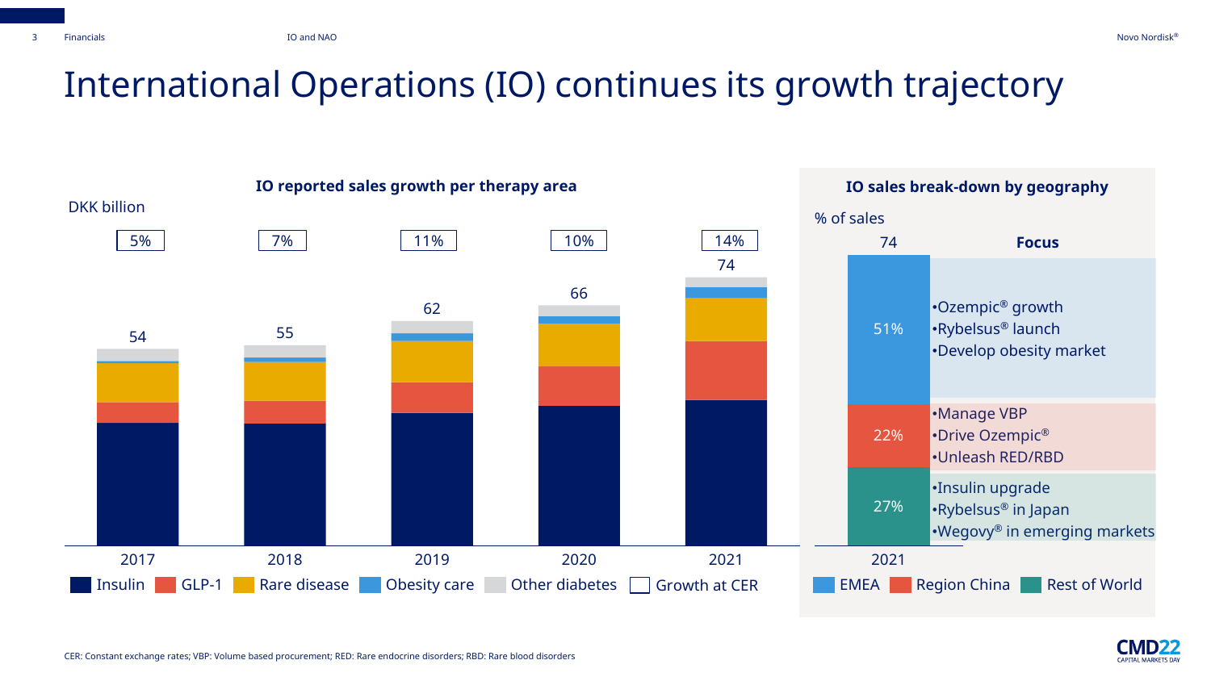# International Operations (IO) continues its growth trajectory

## IO reported sales growth per therapy area

DKK billion

| | 2017 | 2018 | 2019 | 2020 | 2021 |
|---|---|---|---|---|---|
| Total sales | 54 | 55 | 62 | 66 | 74 |
| Growth at CER | 5% | 7% | 11% | 10% | 14% |

Insulin | GLP-1 | Rare disease | Obesity care | Other diabetes | Growth at CER

## IO sales break-down by geography

% of sales

2021: 74

| Region | % of sales | Focus |
|---|---|---|
| EMEA | 51% | •Ozempic® growth<br>•Rybelsus® launch<br>•Develop obesity market |
| Region China | 22% | •Manage VBP<br>•Drive Ozempic®<br>•Unleash RED/RBD |
| Rest of World | 27% | •Insulin upgrade<br>•Rybelsus® in Japan<br>•Wegovy® in emerging markets |

CER: Constant exchange rates; VBP: Volume based procurement; RED: Rare endocrine disorders; RBD: Rare blood disorders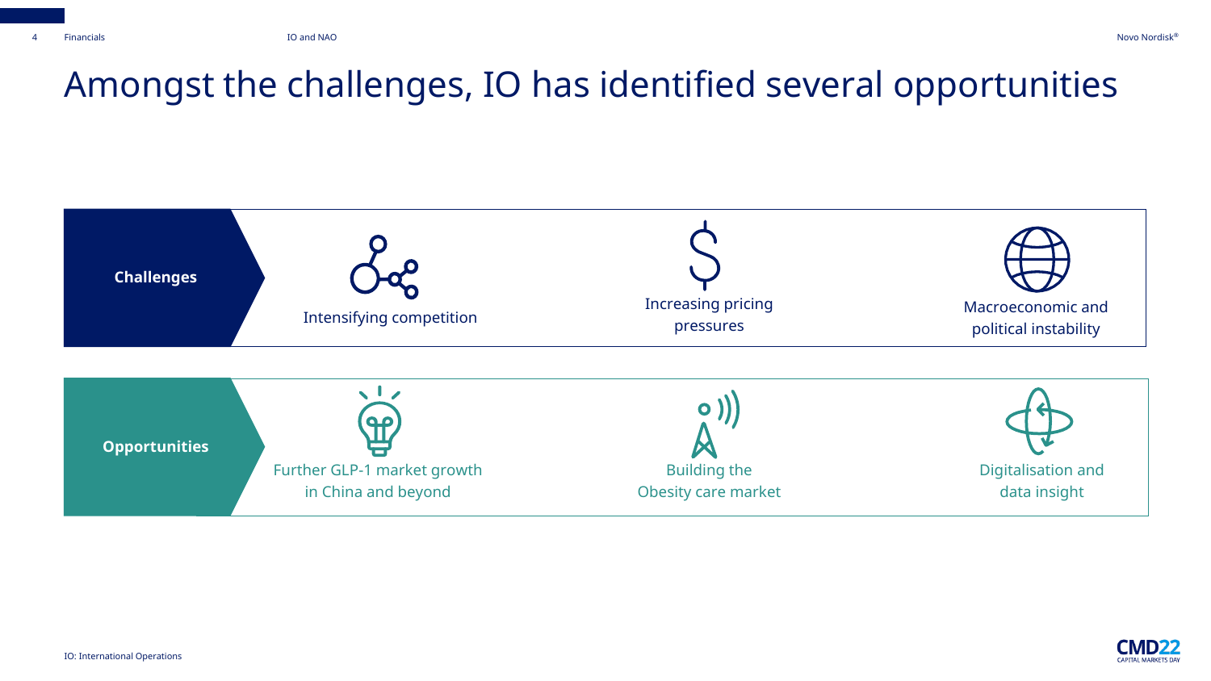# Amongst the challenges, IO has identified several opportunities

**Challenges**

- Intensifying competition
- Increasing pricing pressures
- Macroeconomic and political instability

**Opportunities**

- Further GLP-1 market growth in China and beyond
- Building the Obesity care market
- Digitalisation and data insight

IO: International Operations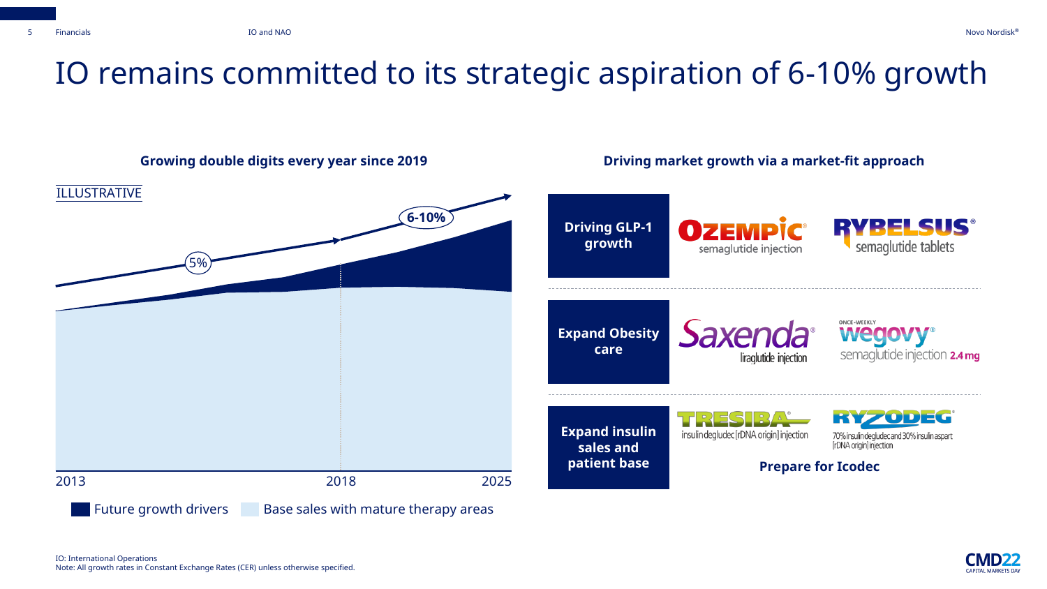# IO remains committed to its strategic aspiration of 6-10% growth

## Growing double digits every year since 2019

ILLUSTRATIVE

5%

6-10%

2013 2018 2025

Future growth drivers Base sales with mature therapy areas

## Driving market growth via a market-fit approach

| | | |
|---|---|---|
| **Driving GLP-1 growth** | OZEMPIC® semaglutide injection | RYBELSUS® semaglutide tablets |
| **Expand Obesity care** | Saxenda® liraglutide injection | ONCE-WEEKLY wegovy® semaglutide injection 2.4 mg |
| **Expand insulin sales and patient base** | TRESIBA® insulin degludec [rDNA origin] injection | RYZODEG® 70% insulin degludec and 30% insulin aspart [rDNA origin] injection |
| | **Prepare for Icodec** | |

IO: International Operations

Note: All growth rates in Constant Exchange Rates (CER) unless otherwise specified.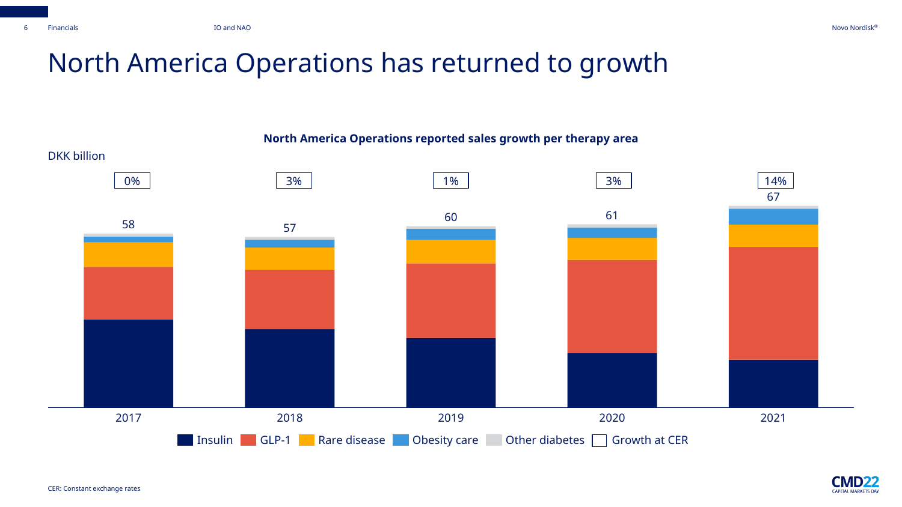# North America Operations has returned to growth

**North America Operations reported sales growth per therapy area**

DKK billion

| | 2017 | 2018 | 2019 | 2020 | 2021 |
|---|---|---|---|---|---|
| Total sales | 58 | 57 | 60 | 61 | 67 |
| Growth at CER | 0% | 3% | 1% | 3% | 14% |

Insulin | GLP-1 | Rare disease | Obesity care | Other diabetes | Growth at CER

CER: Constant exchange rates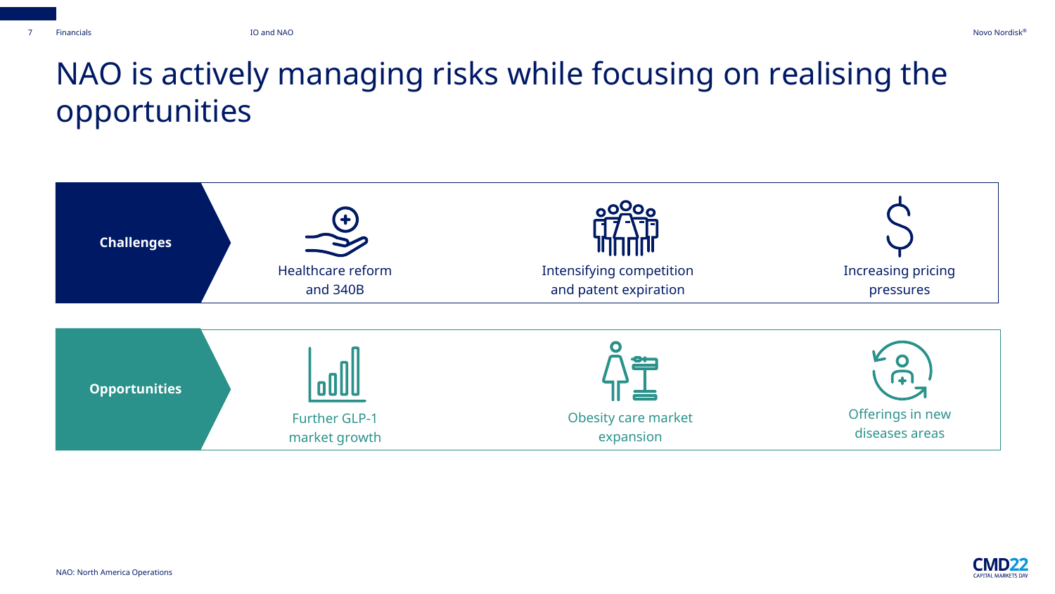# NAO is actively managing risks while focusing on realising the opportunities

**Challenges**

- Healthcare reform and 340B
- Intensifying competition and patent expiration
- Increasing pricing pressures

**Opportunities**

- Further GLP-1 market growth
- Obesity care market expansion
- Offerings in new diseases areas

NAO: North America Operations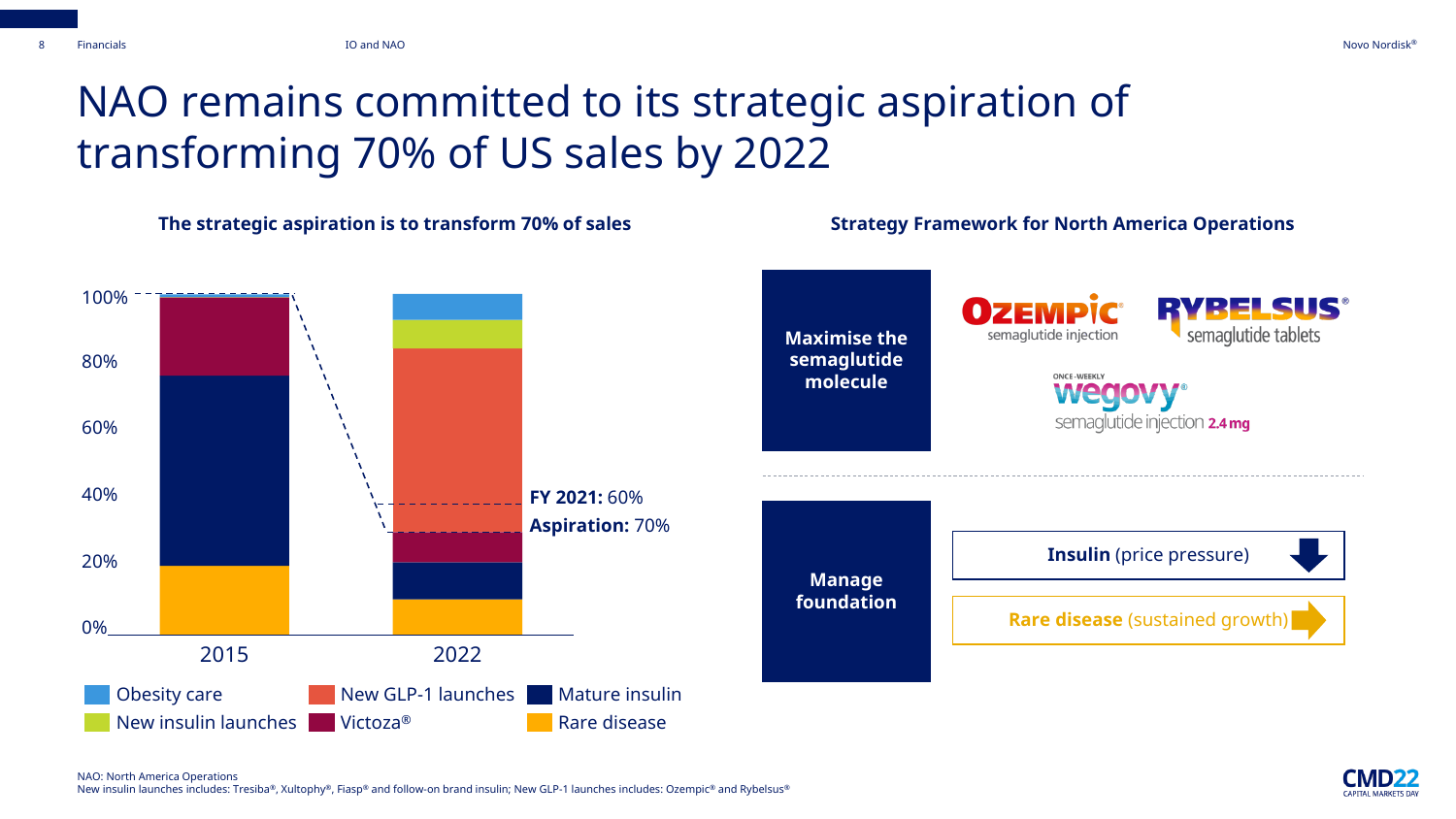# NAO remains committed to its strategic aspiration of transforming 70% of US sales by 2022

**The strategic aspiration is to transform 70% of sales**

100%
80%
60%
40%
20%
0%

2015 | 2022

**FY 2021:** 60%
**Aspiration:** 70%

Obesity care | New GLP-1 launches | Mature insulin | New insulin launches | Victoza® | Rare disease

**Strategy Framework for North America Operations**

**Maximise the semaglutide molecule**

OZEMPIC® semaglutide injection
RYBELSUS® semaglutide tablets
ONCE-WEEKLY wegovy® semaglutide injection 2.4 mg

**Manage foundation**

**Insulin** (price pressure)

**Rare disease** (sustained growth)

NAO: North America Operations
New insulin launches includes: Tresiba®, Xultophy®, Fiasp® and follow-on brand insulin; New GLP-1 launches includes: Ozempic® and Rybelsus®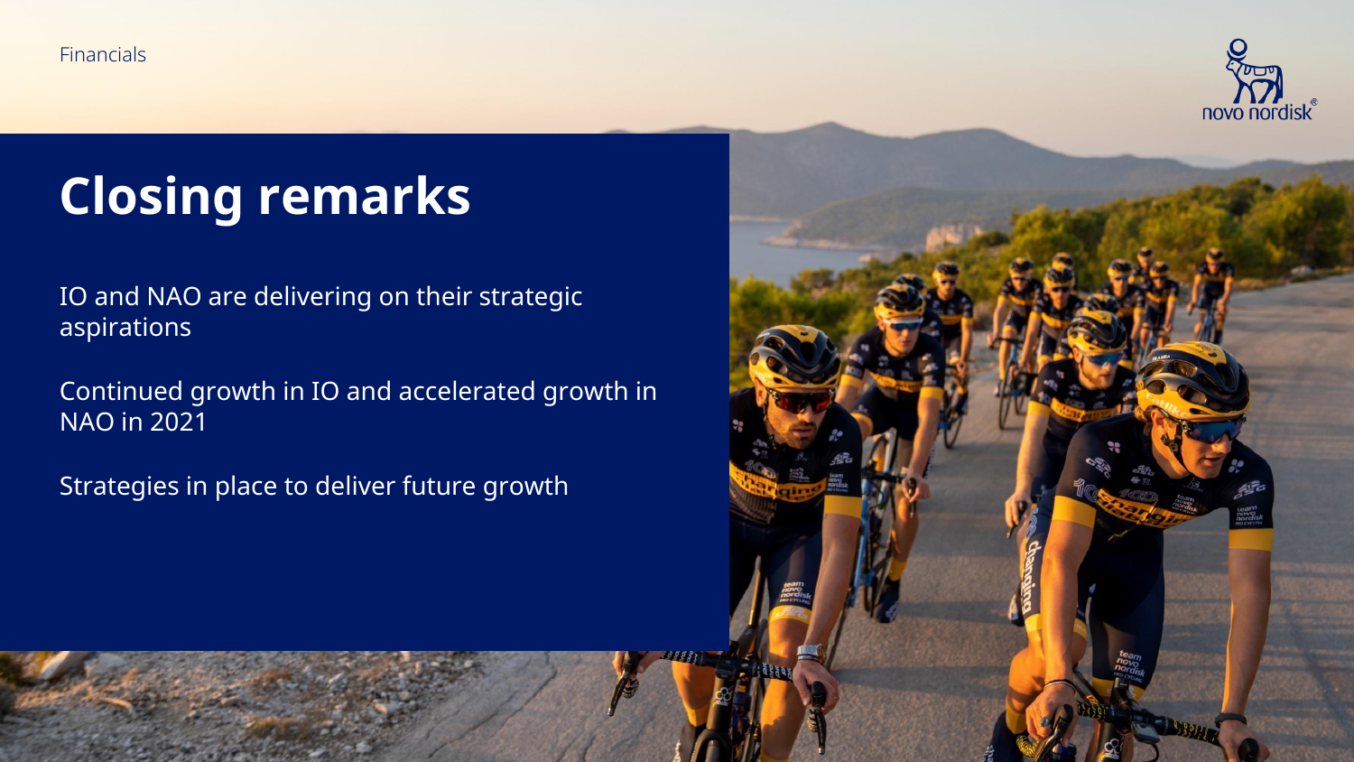Financials

# Closing remarks

IO and NAO are delivering on their strategic aspirations

Continued growth in IO and accelerated growth in NAO in 2021

Strategies in place to deliver future growth